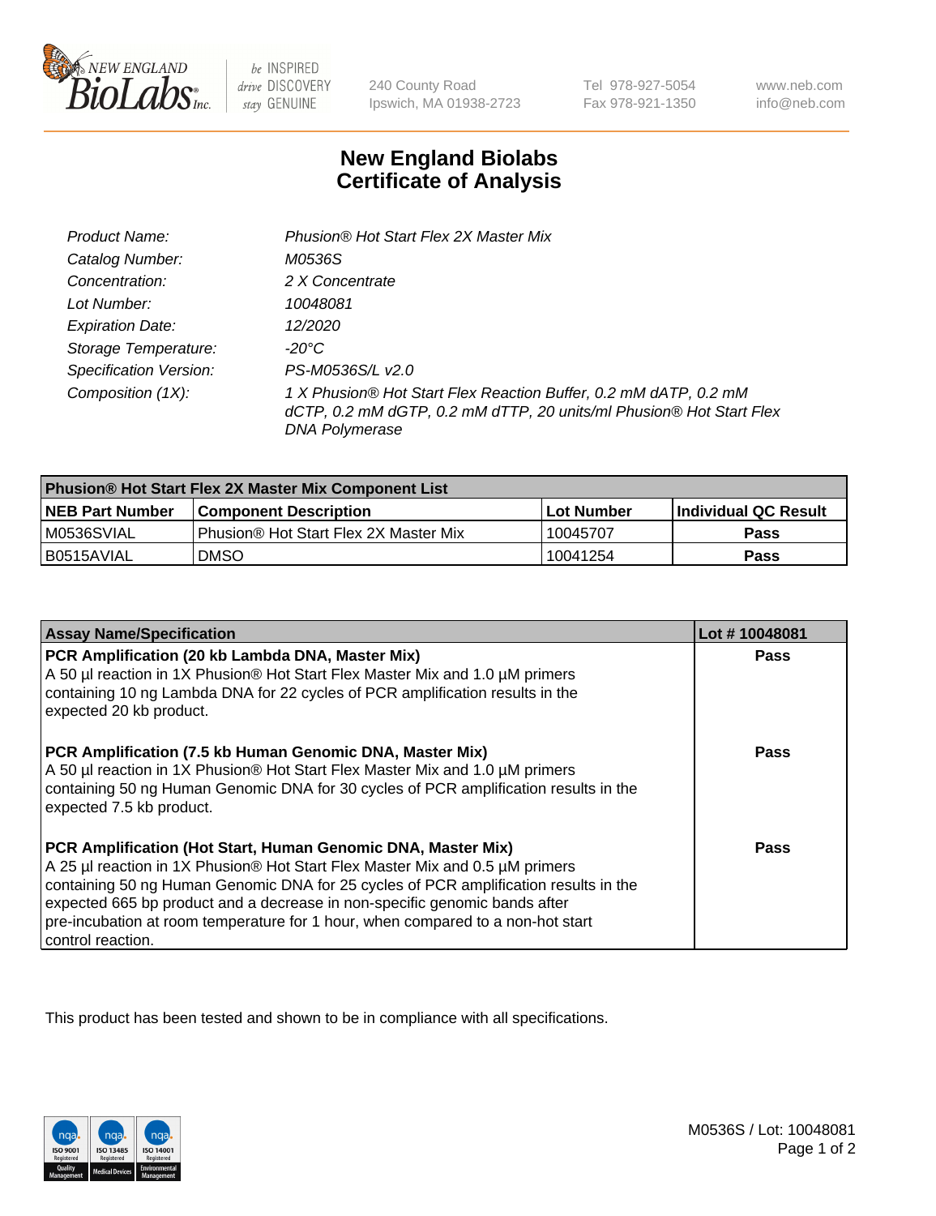240 County Road
Ipswich, MA 01938-2723

Tel 978-927-5054
Fax 978-921-1350

www.neb.com
info@neb.com

# New England Biolabs Certificate of Analysis

| | |
|---|---|
| *Product Name:* | *Phusion® Hot Start Flex 2X Master Mix* |
| *Catalog Number:* | *M0536S* |
| *Concentration:* | *2 X Concentrate* |
| *Lot Number:* | *10048081* |
| *Expiration Date:* | *12/2020* |
| *Storage Temperature:* | *-20°C* |
| *Specification Version:* | *PS-M0536S/L v2.0* |
| *Composition (1X):* | *1 X Phusion® Hot Start Flex Reaction Buffer, 0.2 mM dATP, 0.2 mM dCTP, 0.2 mM dGTP, 0.2 mM dTTP, 20 units/ml Phusion® Hot Start Flex DNA Polymerase* |

| Phusion® Hot Start Flex 2X Master Mix Component List | | | |
|---|---|---|---|
| **NEB Part Number** | **Component Description** | **Lot Number** | **Individual QC Result** |
| M0536SVIAL | Phusion® Hot Start Flex 2X Master Mix | 10045707 | **Pass** |
| B0515AVIAL | DMSO | 10041254 | **Pass** |

| Assay Name/Specification | Lot # 10048081 |
|---|---|
| **PCR Amplification (20 kb Lambda DNA, Master Mix)**<br>A 50 µl reaction in 1X Phusion® Hot Start Flex Master Mix and 1.0 µM primers containing 10 ng Lambda DNA for 22 cycles of PCR amplification results in the expected 20 kb product. | **Pass** |
| **PCR Amplification (7.5 kb Human Genomic DNA, Master Mix)**<br>A 50 µl reaction in 1X Phusion® Hot Start Flex Master Mix and 1.0 µM primers containing 50 ng Human Genomic DNA for 30 cycles of PCR amplification results in the expected 7.5 kb product. | **Pass** |
| **PCR Amplification (Hot Start, Human Genomic DNA, Master Mix)**<br>A 25 µl reaction in 1X Phusion® Hot Start Flex Master Mix and 0.5 µM primers containing 50 ng Human Genomic DNA for 25 cycles of PCR amplification results in the expected 665 bp product and a decrease in non-specific genomic bands after pre-incubation at room temperature for 1 hour, when compared to a non-hot start control reaction. | **Pass** |

This product has been tested and shown to be in compliance with all specifications.

M0536S / Lot: 10048081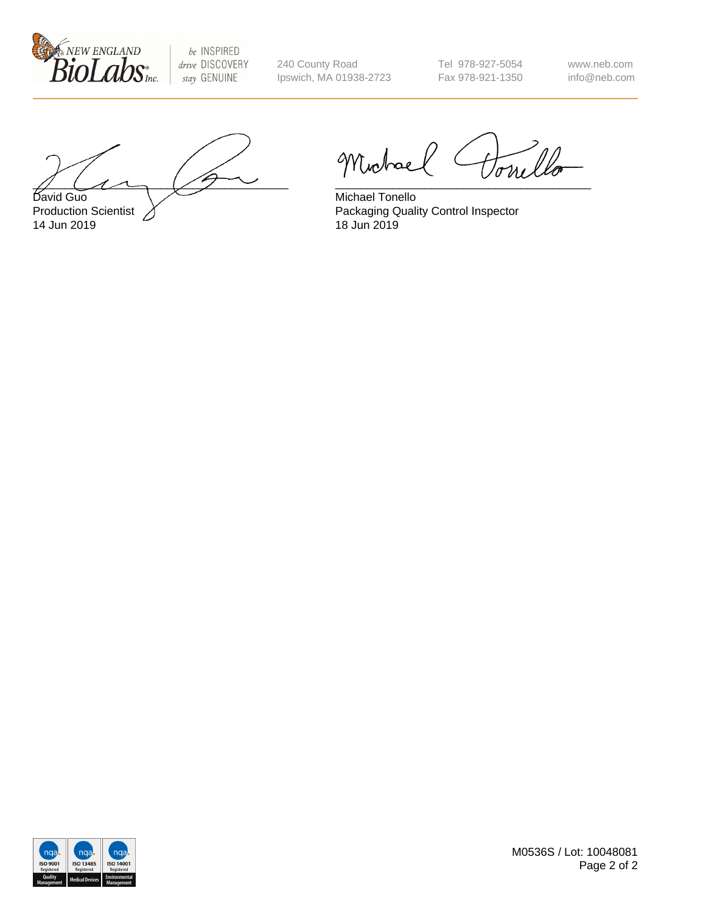New England BioLabs Inc. — be INSPIRED drive DISCOVERY stay GENUINE

240 County Road
Ipswich, MA 01938-2723

Tel 978-927-5054
Fax 978-921-1350

www.neb.com
info@neb.com

David Guo
Production Scientist
14 Jun 2019

Michael Tonello
Packaging Quality Control Inspector
18 Jun 2019

nqa ISO 9001 Registered Quality Management | nqa ISO 13485 Registered Medical Devices | nqa ISO 14001 Registered Environmental Management

M0536S / Lot: 10048081